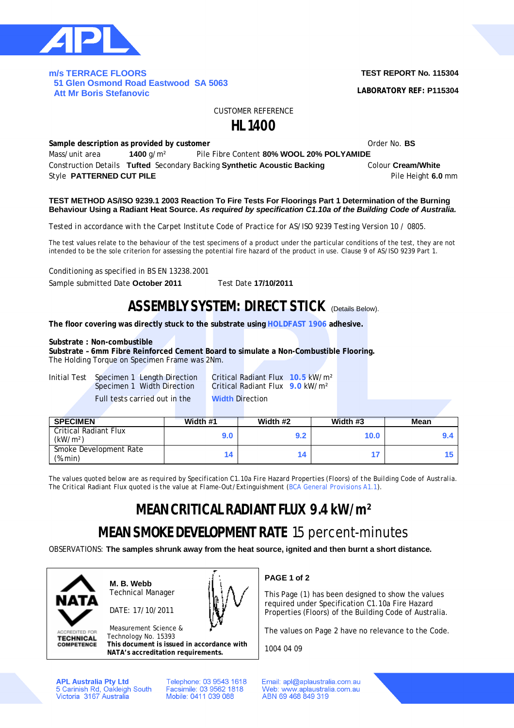**m/s TERRACE FLOORS**
**51 Glen Osmond Road Eastwood SA 5063**
**Att Mr Boris Stefanovic**

**TEST REPORT No. 115304**

**LABORATORY REF: P115304**

CUSTOMER REFERENCE

# HL1400

**Sample description as provided by customer** Order No. **BS**

Mass/unit area **1400** g/m² Pile Fibre Content **80% WOOL 20% POLYAMIDE**

Construction Details **Tufted** Secondary Backing **Synthetic Acoustic Backing** Colour **Cream/White**

Style **PATTERNED CUT PILE** Pile Height **6.0** mm

**TEST METHOD AS/ISO 9239.1 2003 Reaction To Fire Tests For Floorings Part 1 Determination of the Burning Behaviour Using a Radiant Heat Source.** ***As required by specification C1.10a of the Building Code of Australia.***

Tested in accordance with the Carpet Institute Code of Practice for AS/ISO 9239 Testing Version 10 / 0805.

The test values relate to the behaviour of the test specimens of a product under the particular conditions of the test, they are not intended to be the sole criterion for assessing the potential fire hazard of the product in use. Clause 9 of AS/ISO 9239 Part 1.

Conditioning as specified in BS EN 13238.2001

Sample submitted Date **October 2011** Test Date **17/10/2011**

## ASSEMBLY SYSTEM: DIRECT STICK (Details Below).

**The floor covering was directly stuck to the substrate using HOLDFAST 1906 adhesive.**

**Substrate : Non-combustible**
**Substrate – 6mm Fibre Reinforced Cement Board to simulate a Non-Combustible Flooring.**
The Holding Torque on Specimen Frame was 2Nm.

Initial Test Specimen 1 Length Direction Critical Radiant Flux **10.5** kW/m²
Specimen 1 Width Direction Critical Radiant Flux **9.0** kW/m²

Full tests carried out in the **Width** Direction

| SPECIMEN | Width #1 | Width #2 | Width #3 | Mean |
|---|---|---|---|---|
| Critical Radiant Flux (kW/m²) | 9.0 | 9.2 | 10.0 | 9.4 |
| Smoke Development Rate (%min) | 14 | 14 | 17 | 15 |

The values quoted below are as required by Specification C1.10a Fire Hazard Properties (Floors) of the Building Code of Australia. The Critical Radiant Flux quoted is the value at Flame-Out/Extinguishment (BCA General Provisions A1.1).

## MEAN CRITICAL RADIANT FLUX 9.4 kW/m²

## MEAN SMOKE DEVELOPMENT RATE 15 percent-minutes

OBSERVATIONS: **The samples shrunk away from the heat source, ignited and then burnt a short distance.**

NATA ACCREDITED FOR TECHNICAL COMPETENCE

**M. B. Webb**
Technical Manager

DATE: 17/10/2011

Measurement Science & Technology No. 15393
**This document is issued in accordance with NATA's accreditation requirements.**

**PAGE 1 of 2**

This Page (1) has been designed to show the values required under Specification C1.10a Fire Hazard Properties (Floors) of the Building Code of Australia.

The values on Page 2 have no relevance to the Code.

1004 04 09

**APL Australia Pty Ltd**
5 Carinish Rd, Oakleigh South
Victoria 3167 Australia

Telephone: 03 9543 1618
Facsimile: 03 9562 1818
Mobile: 0411 039 088

Email: apl@aplaustralia.com.au
Web: www.aplaustralia.com.au
ABN 69 468 849 319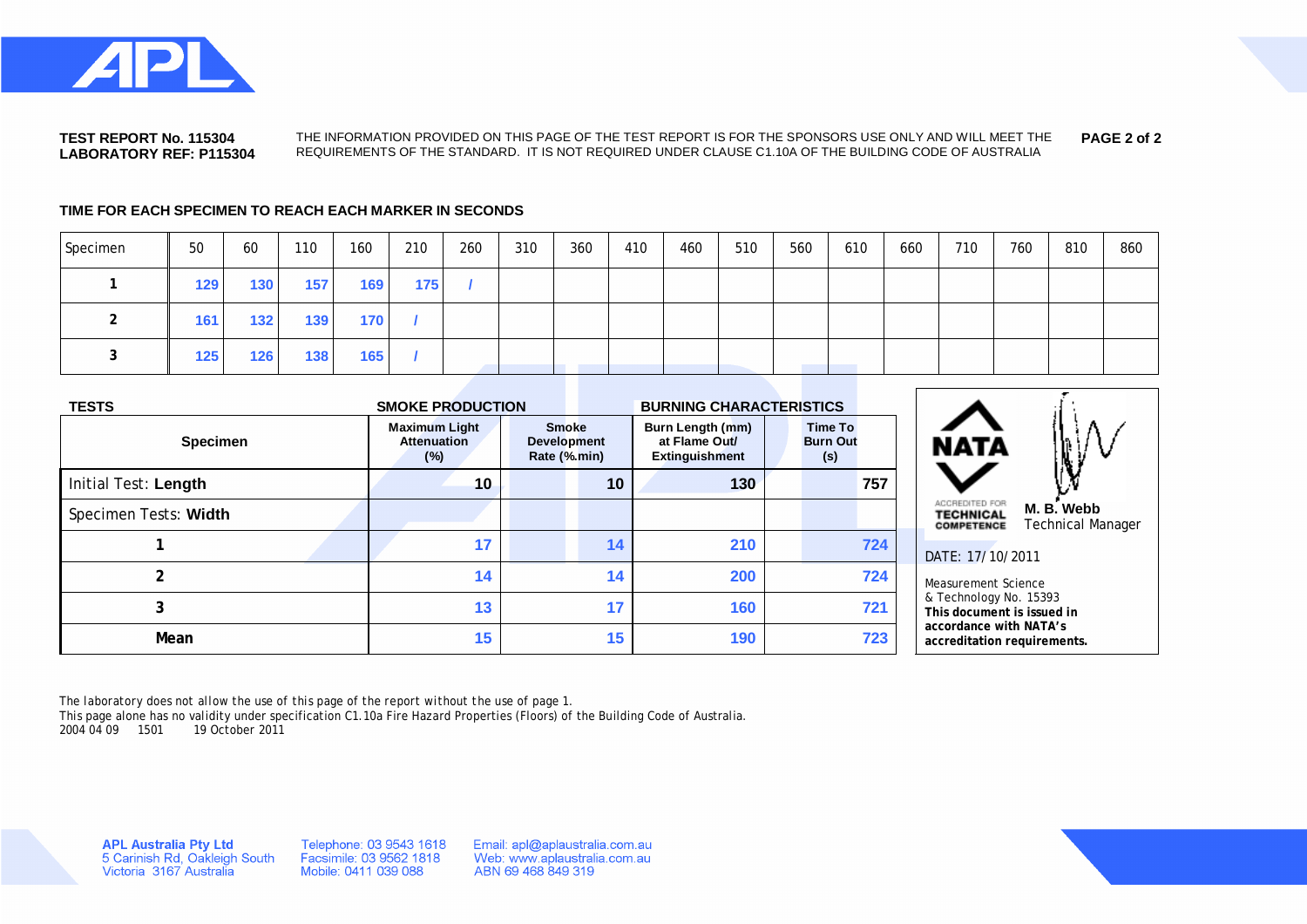**TEST REPORT No. 115304**
**LABORATORY REF: P115304**

THE INFORMATION PROVIDED ON THIS PAGE OF THE TEST REPORT IS FOR THE SPONSORS USE ONLY AND WILL MEET THE REQUIREMENTS OF THE STANDARD. IT IS NOT REQUIRED UNDER CLAUSE C1.10A OF THE BUILDING CODE OF AUSTRALIA

### TIME FOR EACH SPECIMEN TO REACH EACH MARKER IN SECONDS

| Specimen | 50 | 60 | 110 | 160 | 210 | 260 | 310 | 360 | 410 | 460 | 510 | 560 | 610 | 660 | 710 | 760 | 810 | 860 |
|---|---|---|---|---|---|---|---|---|---|---|---|---|---|---|---|---|---|---|
| 1 | 129 | 130 | 157 | 169 | 175 | / | | | | | | | | | | | | |
| 2 | 161 | 132 | 139 | 170 | / | | | | | | | | | | | | | |
| 3 | 125 | 126 | 138 | 165 | / | | | | | | | | | | | | | |

| TESTS | SMOKE PRODUCTION | | BURNING CHARACTERISTICS | |
|---|---|---|---|---|
| Specimen | Maximum Light Attenuation (%) | Smoke Development Rate (%.min) | Burn Length (mm) at Flame Out/ Extinguishment | Time To Burn Out (s) |
| Initial Test: **Length** | 10 | 10 | 130 | 757 |
| Specimen Tests: **Width** | | | | |
| 1 | 17 | 14 | 210 | 724 |
| 2 | 14 | 14 | 200 | 724 |
| 3 | 13 | 17 | 160 | 721 |
| **Mean** | 15 | 15 | 190 | 723 |

NATA
ACCREDITED FOR TECHNICAL COMPETENCE

**M. B. Webb**
Technical Manager

DATE: 17/10/2011

Measurement Science & Technology No. 15393
**This document is issued in accordance with NATA's accreditation requirements.**

The laboratory does not allow the use of this page of the report without the use of page 1.
This page alone has no validity under specification C1.10a Fire Hazard Properties (Floors) of the Building Code of Australia.
2004 04 09 1501 19 October 2011

**APL Australia Pty Ltd**
5 Carinish Rd, Oakleigh South
Victoria 3167 Australia

Telephone: 03 9543 1618
Facsimile: 03 9562 1818
Mobile: 0411 039 088

Email: apl@aplaustralia.com.au
Web: www.aplaustralia.com.au
ABN 69 468 849 319